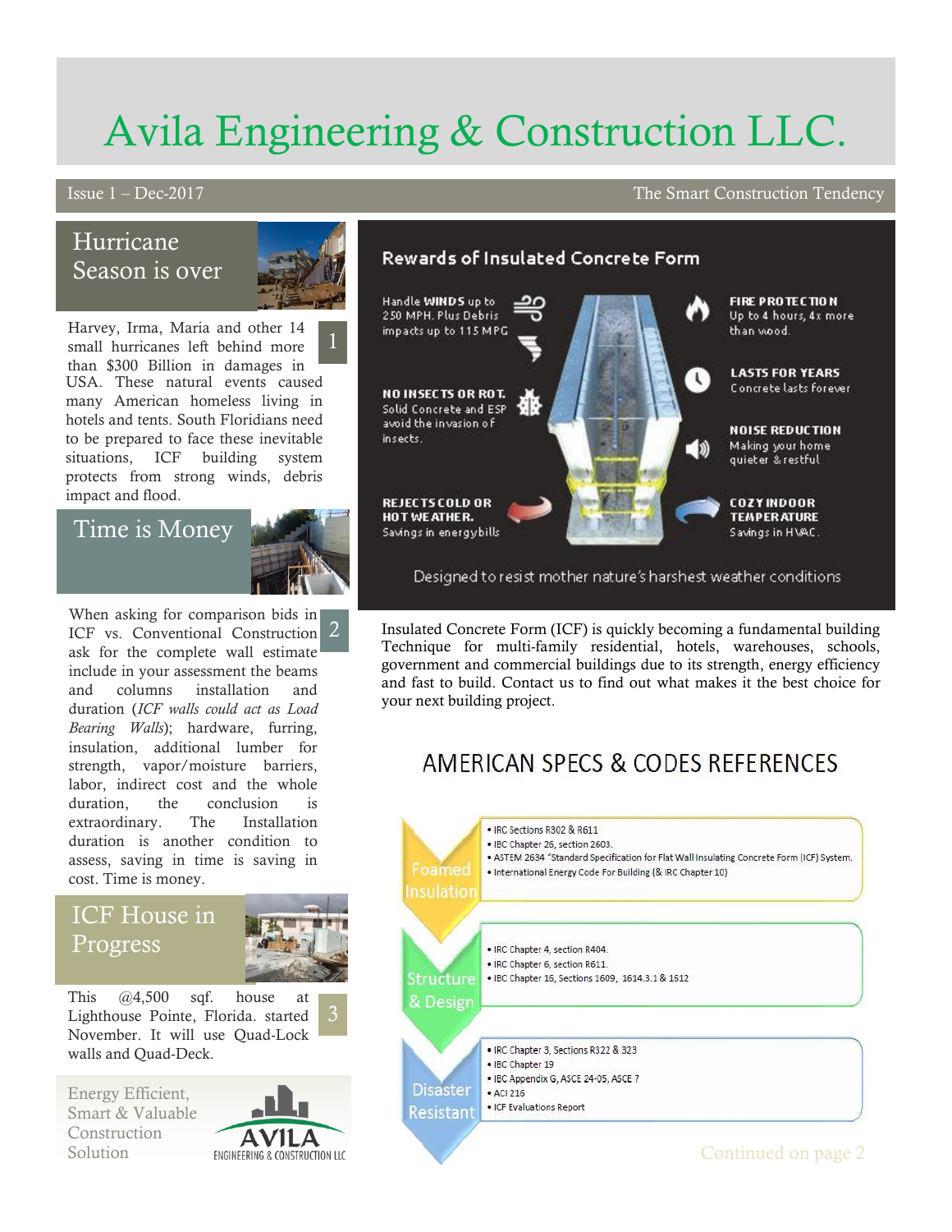# Avila Engineering & Construction LLC.

Issue 1 – Dec-2017 The Smart Construction Tendency

## Hurricane Season is over

1

Harvey, Irma, Maria and other 14 small hurricanes left behind more than $300 Billion in damages in USA. These natural events caused many American homeless living in hotels and tents. South Floridians need to be prepared to face these inevitable situations, ICF building system protects from strong winds, debris impact and flood.

## Time is Money

2

When asking for comparison bids in ICF vs. Conventional Construction ask for the complete wall estimate include in your assessment the beams and columns installation and duration (*ICF walls could act as Load Bearing Walls*); hardware, furring, insulation, additional lumber for strength, vapor/moisture barriers, labor, indirect cost and the whole duration, the conclusion is extraordinary. The Installation duration is another condition to assess, saving in time is saving in cost. Time is money.

## ICF House in Progress

3

This @4,500 sqf. house at Lighthouse Pointe, Florida. started November. It will use Quad-Lock walls and Quad-Deck.

Energy Efficient, Smart & Valuable Construction Solution

AVILA ENGINEERING & CONSTRUCTION LLC

## Rewards of Insulated Concrete Form

**Handle WINDS** up to 250 MPH. Plus Debris impacts up to 115 MPG

**NO INSECTS OR ROT.** Solid Concrete and ESP avoid the invasion of insects.

**REJECTS COLD OR HOT WEATHER.** Savings in energy bills

**FIRE PROTECTION** Up to 4 hours, 4x more than wood.

**LASTS FOR YEARS** Concrete lasts forever

**NOISE REDUCTION** Making your home quieter & restful

**COZY INDOOR TEMPERATURE** Savings in HVAC.

Designed to resist mother nature's harshest weather conditions

Insulated Concrete Form (ICF) is quickly becoming a fundamental building Technique for multi-family residential, hotels, warehouses, schools, government and commercial buildings due to its strength, energy efficiency and fast to build. Contact us to find out what makes it the best choice for your next building project.

## AMERICAN SPECS & CODES REFERENCES

**Foamed Insulation**

- IRC Sections R302 & R611
- IBC Chapter 26, section 2603.
- ASTEM 2634 "Standard Specification for Flat Wall Insulating Concrete Form (ICF) System.
- International Energy Code For Building (& IRC Chapter 10)

**Structure & Design**

- IRC Chapter 4, section R404.
- IRC Chapter 6, section R611.
- IBC Chapter 16, Sections 1609, 1614.3.1 & 1612

**Disaster Resistant**

- IRC Chapter 3, Sections R322 & 323
- IBC Chapter 19
- IBC Appendix G, ASCE 24-05, ASCE 7
- ACI 216
- ICF Evaluations Report

Continued on page 2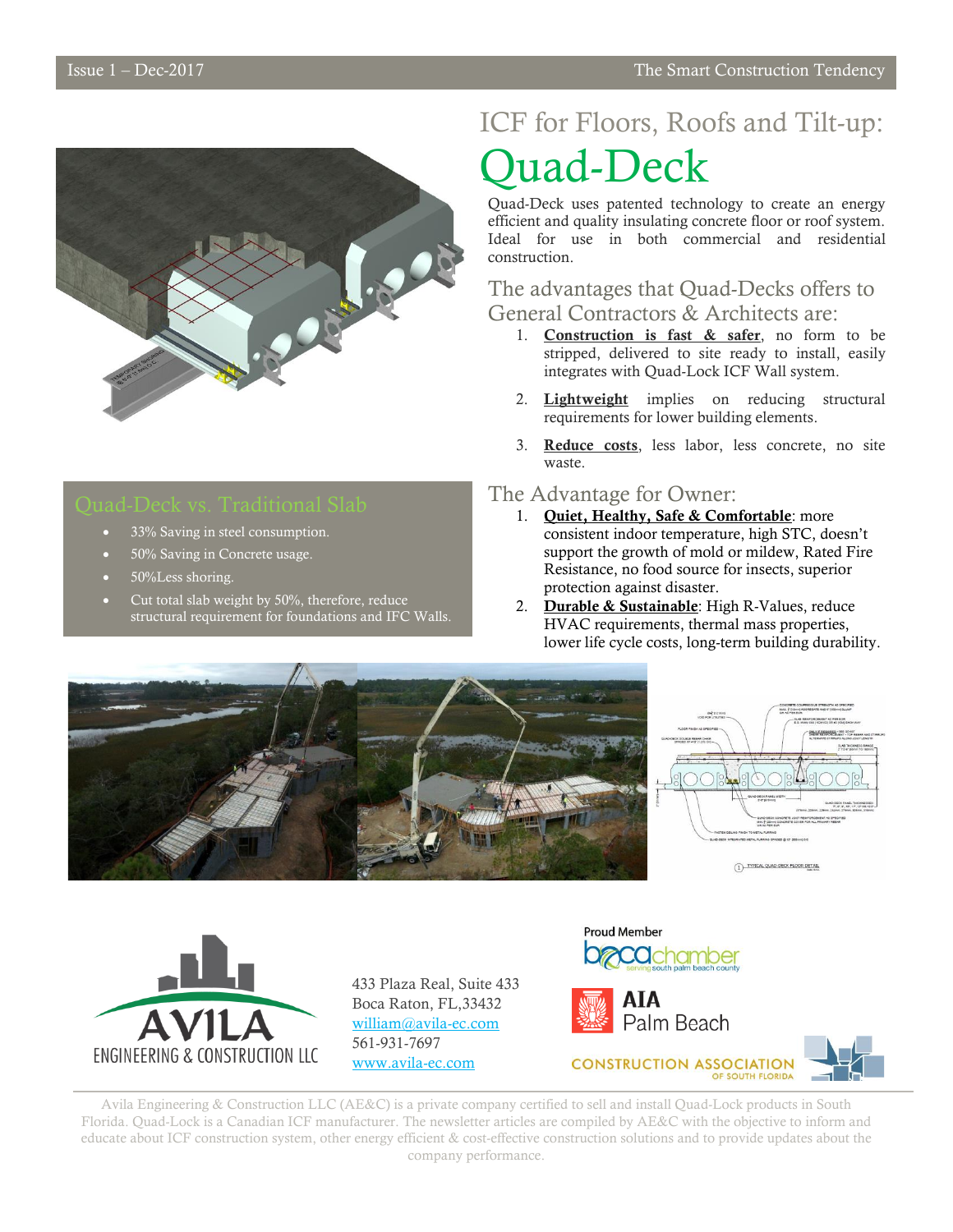# ICF for Floors, Roofs and Tilt-up:

# Quad-Deck

Quad-Deck uses patented technology to create an energy efficient and quality insulating concrete floor or roof system. Ideal for use in both commercial and residential construction.

## The advantages that Quad-Decks offers to General Contractors & Architects are:

1. **Construction is fast & safer**, no form to be stripped, delivered to site ready to install, easily integrates with Quad-Lock ICF Wall system.
2. **Lightweight** implies on reducing structural requirements for lower building elements.
3. **Reduce costs**, less labor, less concrete, no site waste.

## The Advantage for Owner:

1. **Quiet, Healthy, Safe & Comfortable**: more consistent indoor temperature, high STC, doesn't support the growth of mold or mildew, Rated Fire Resistance, no food source for insects, superior protection against disaster.
2. **Durable & Sustainable**: High R-Values, reduce HVAC requirements, thermal mass properties, lower life cycle costs, long-term building durability.

## Quad-Deck vs. Traditional Slab

- 33% Saving in steel consumption.
- 50% Saving in Concrete usage.
- 50%Less shoring.
- Cut total slab weight by 50%, therefore, reduce structural requirement for foundations and IFC Walls.

AVILA ENGINEERING & CONSTRUCTION LLC

433 Plaza Real, Suite 433
Boca Raton, FL,33432
william@avila-ec.com
561-931-7697
www.avila-ec.com

Proud Member

bocachamber serving south palm beach county

AIA Palm Beach

CONSTRUCTION ASSOCIATION OF SOUTH FLORIDA

Avila Engineering & Construction LLC (AE&C) is a private company certified to sell and install Quad-Lock products in South Florida. Quad-Lock is a Canadian ICF manufacturer. The newsletter articles are compiled by AE&C with the objective to inform and educate about ICF construction system, other energy efficient & cost-effective construction solutions and to provide updates about the company performance.